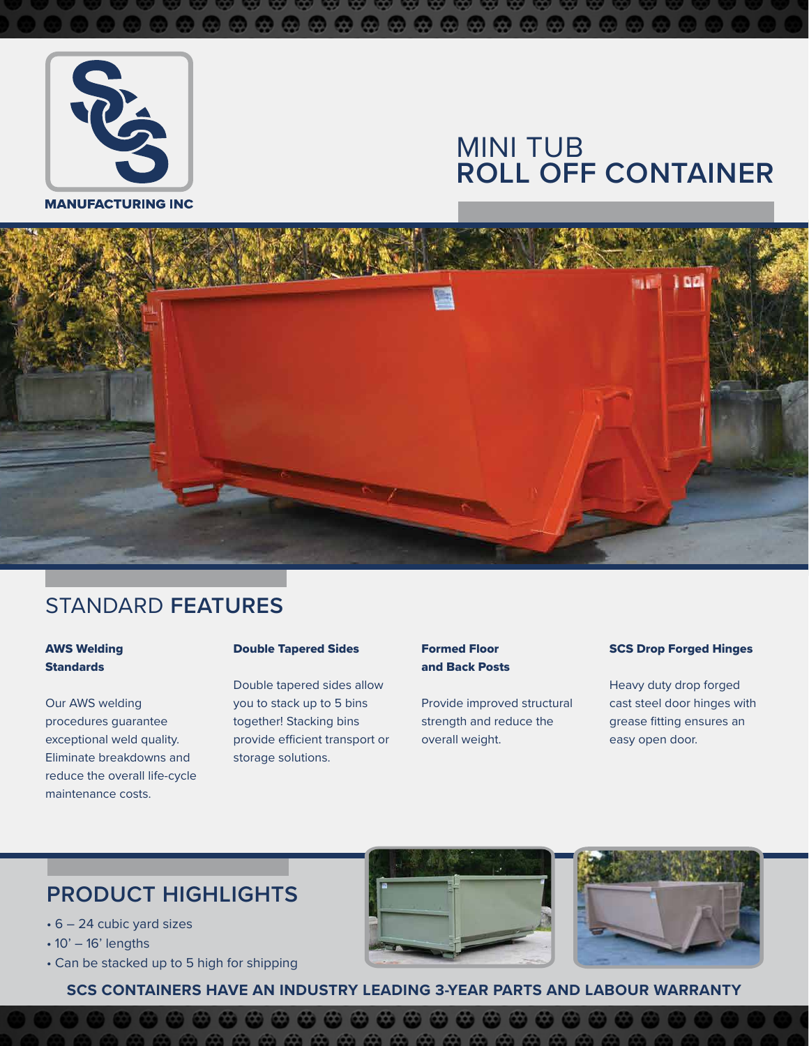**MANUFACTURING INC**

# MINI TUB **ROLL OFF CONTAINER**

## STANDARD **FEATURES**

### AWS Welding Standards

Our AWS welding procedures guarantee exceptional weld quality. Eliminate breakdowns and reduce the overall life-cycle maintenance costs.

### Double Tapered Sides

Double tapered sides allow you to stack up to 5 bins together! Stacking bins provide efficient transport or storage solutions.

### Formed Floor and Back Posts

Provide improved structural strength and reduce the overall weight.

### SCS Drop Forged Hinges

Heavy duty drop forged cast steel door hinges with grease fitting ensures an easy open door.

## PRODUCT HIGHLIGHTS

- 6 – 24 cubic yard sizes
- 10' – 16' lengths
- Can be stacked up to 5 high for shipping

**SCS CONTAINERS HAVE AN INDUSTRY LEADING 3-YEAR PARTS AND LABOUR WARRANTY**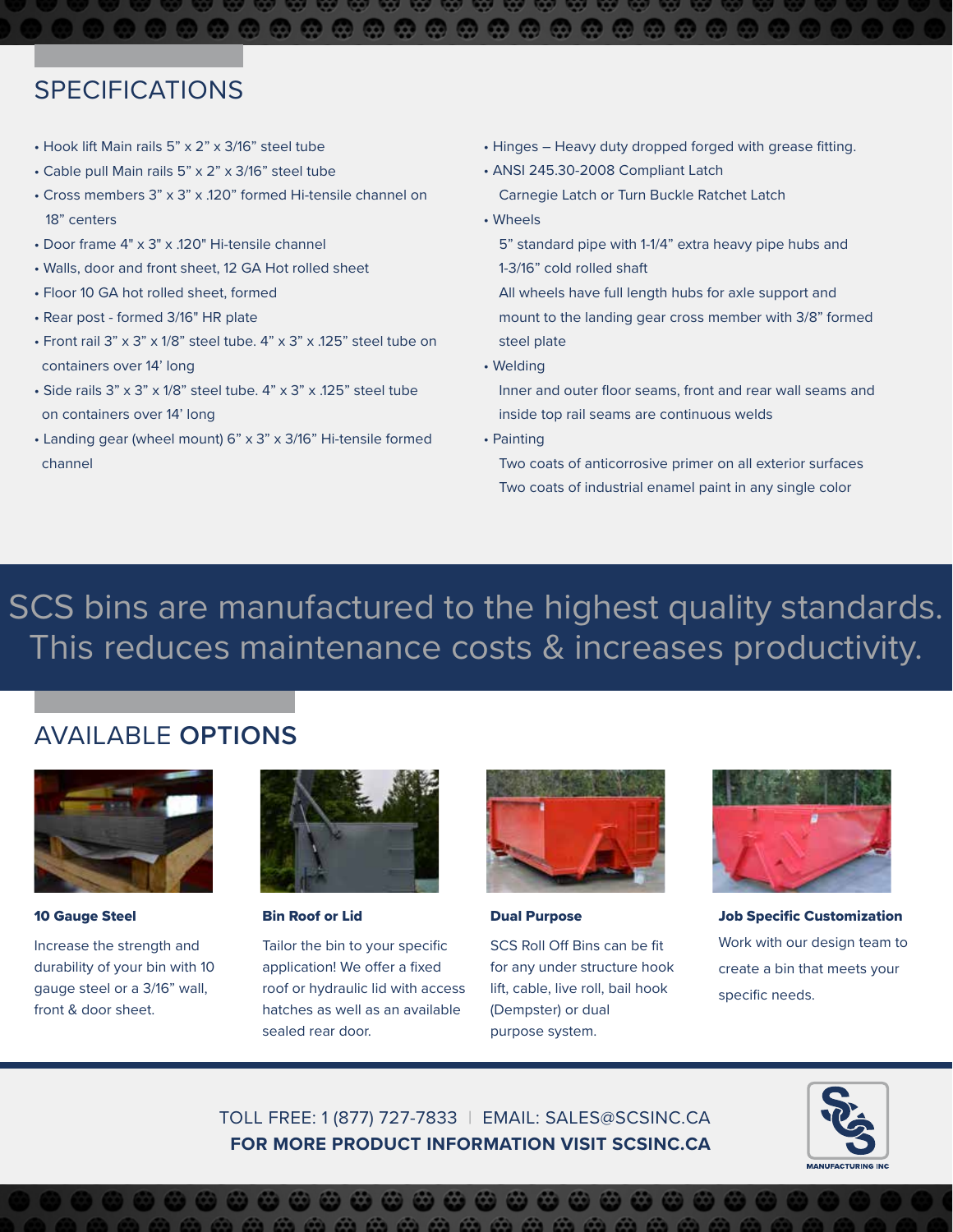## SPECIFICATIONS

- Hook lift Main rails 5" x 2" x 3/16" steel tube
- Cable pull Main rails 5" x 2" x 3/16" steel tube
- Cross members 3" x 3" x .120" formed Hi-tensile channel on 18" centers
- Door frame 4" x 3" x .120" Hi-tensile channel
- Walls, door and front sheet, 12 GA Hot rolled sheet
- Floor 10 GA hot rolled sheet, formed
- Rear post - formed 3/16" HR plate
- Front rail 3" x 3" x 1/8" steel tube. 4" x 3" x .125" steel tube on containers over 14' long
- Side rails 3" x 3" x 1/8" steel tube. 4" x 3" x .125" steel tube on containers over 14' long
- Landing gear (wheel mount) 6" x 3" x 3/16" Hi-tensile formed channel
- Hinges – Heavy duty dropped forged with grease fitting.
- ANSI 245.30-2008 Compliant Latch
  Carnegie Latch or Turn Buckle Ratchet Latch
- Wheels
  5" standard pipe with 1-1/4" extra heavy pipe hubs and 1-3/16" cold rolled shaft
  All wheels have full length hubs for axle support and mount to the landing gear cross member with 3/8" formed steel plate
- Welding
  Inner and outer floor seams, front and rear wall seams and inside top rail seams are continuous welds
- Painting
  Two coats of anticorrosive primer on all exterior surfaces
  Two coats of industrial enamel paint in any single color

SCS bins are manufactured to the highest quality standards. This reduces maintenance costs & increases productivity.

## AVAILABLE **OPTIONS**

**10 Gauge Steel**

Increase the strength and durability of your bin with 10 gauge steel or a 3/16" wall, front & door sheet.

**Bin Roof or Lid**

Tailor the bin to your specific application! We offer a fixed roof or hydraulic lid with access hatches as well as an available sealed rear door.

**Dual Purpose**

SCS Roll Off Bins can be fit for any under structure hook lift, cable, live roll, bail hook (Dempster) or dual purpose system.

**Job Specific Customization**

Work with our design team to create a bin that meets your specific needs.

TOLL FREE: 1 (877) 727-7833 | EMAIL: SALES@SCSINC.CA

**FOR MORE PRODUCT INFORMATION VISIT SCSINC.CA**

MANUFACTURING INC